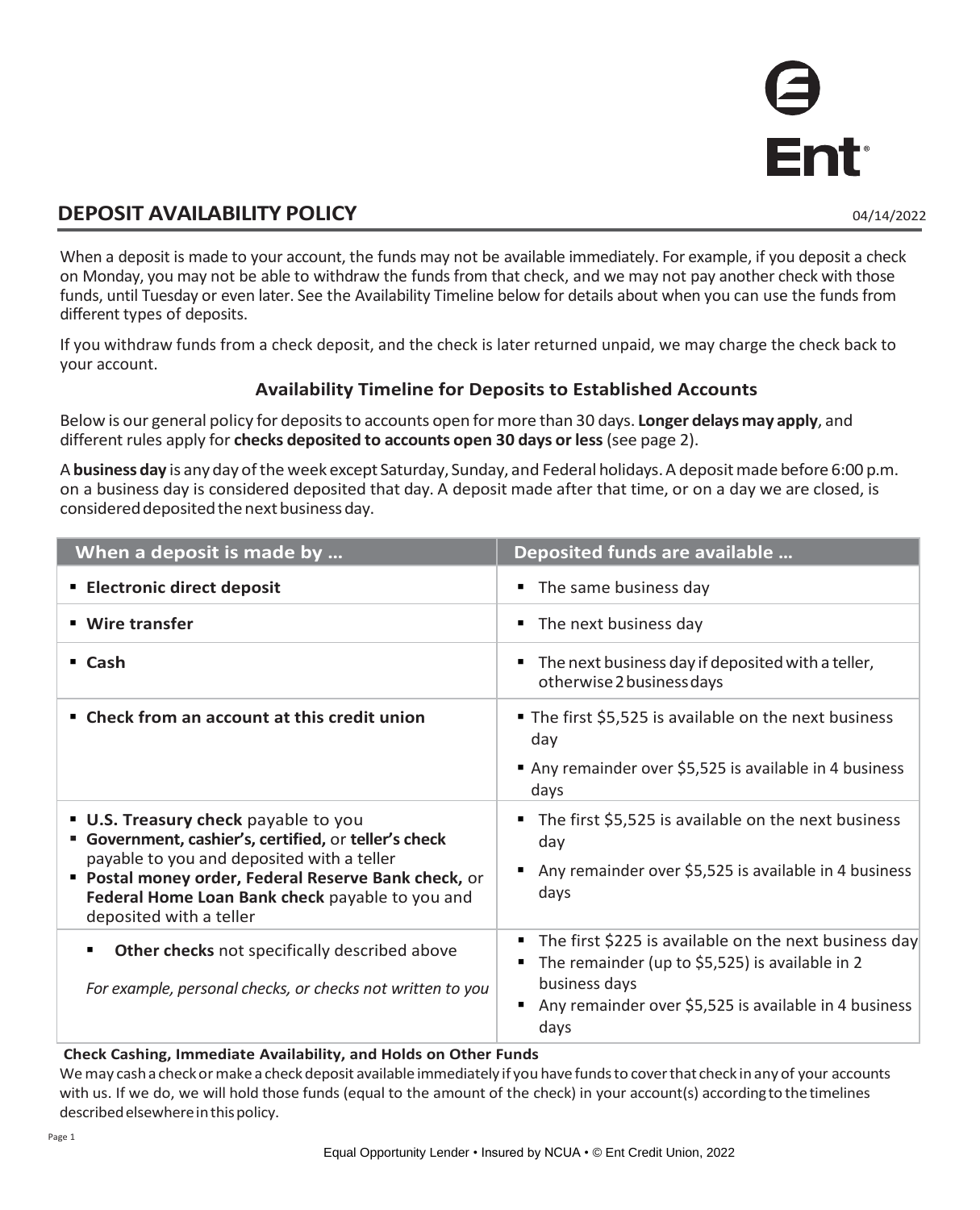Ent

# DEPOSIT AVAILABILITY POLICY

04/14/2022

When a deposit is made to your account, the funds may not be available immediately. For example, if you deposit a check on Monday, you may not be able to withdraw the funds from that check, and we may not pay another check with those funds, until Tuesday or even later. See the Availability Timeline below for details about when you can use the funds from different types of deposits.

If you withdraw funds from a check deposit, and the check is later returned unpaid, we may charge the check back to your account.

### Availability Timeline for Deposits to Established Accounts

Below is our general policy for deposits to accounts open for more than 30 days. **Longer delays may apply**, and different rules apply for **checks deposited to accounts open 30 days or less** (see page 2).

A **business day** is any day of the week except Saturday, Sunday, and Federal holidays. A deposit made before 6:00 p.m. on a business day is considered deposited that day. A deposit made after that time, or on a day we are closed, is considered deposited the next business day.

| When a deposit is made by … | Deposited funds are available … |
|---|---|
| ▪ **Electronic direct deposit** | ▪ The same business day |
| ▪ **Wire transfer** | ▪ The next business day |
| ▪ **Cash** | ▪ The next business day if deposited with a teller, otherwise 2 business days |
| ▪ **Check from an account at this credit union** | ▪ The first $5,525 is available on the next business day<br>▪ Any remainder over $5,525 is available in 4 business days |
| ▪ **U.S. Treasury check** payable to you<br>▪ **Government, cashier's, certified,** or **teller's check** payable to you and deposited with a teller<br>▪ **Postal money order, Federal Reserve Bank check,** or **Federal Home Loan Bank check** payable to you and deposited with a teller | ▪ The first $5,525 is available on the next business day<br>▪ Any remainder over $5,525 is available in 4 business days |
| ▪ **Other checks** not specifically described above<br>*For example, personal checks, or checks not written to you* | ▪ The first $225 is available on the next business day<br>▪ The remainder (up to $5,525) is available in 2 business days<br>▪ Any remainder over $5,525 is available in 4 business days |

**Check Cashing, Immediate Availability, and Holds on Other Funds**

We may cash a check or make a check deposit available immediately if you have funds to cover that check in any of your accounts with us. If we do, we will hold those funds (equal to the amount of the check) in your account(s) according to the timelines described elsewhere in this policy.

Equal Opportunity Lender • Insured by NCUA • © Ent Credit Union, 2022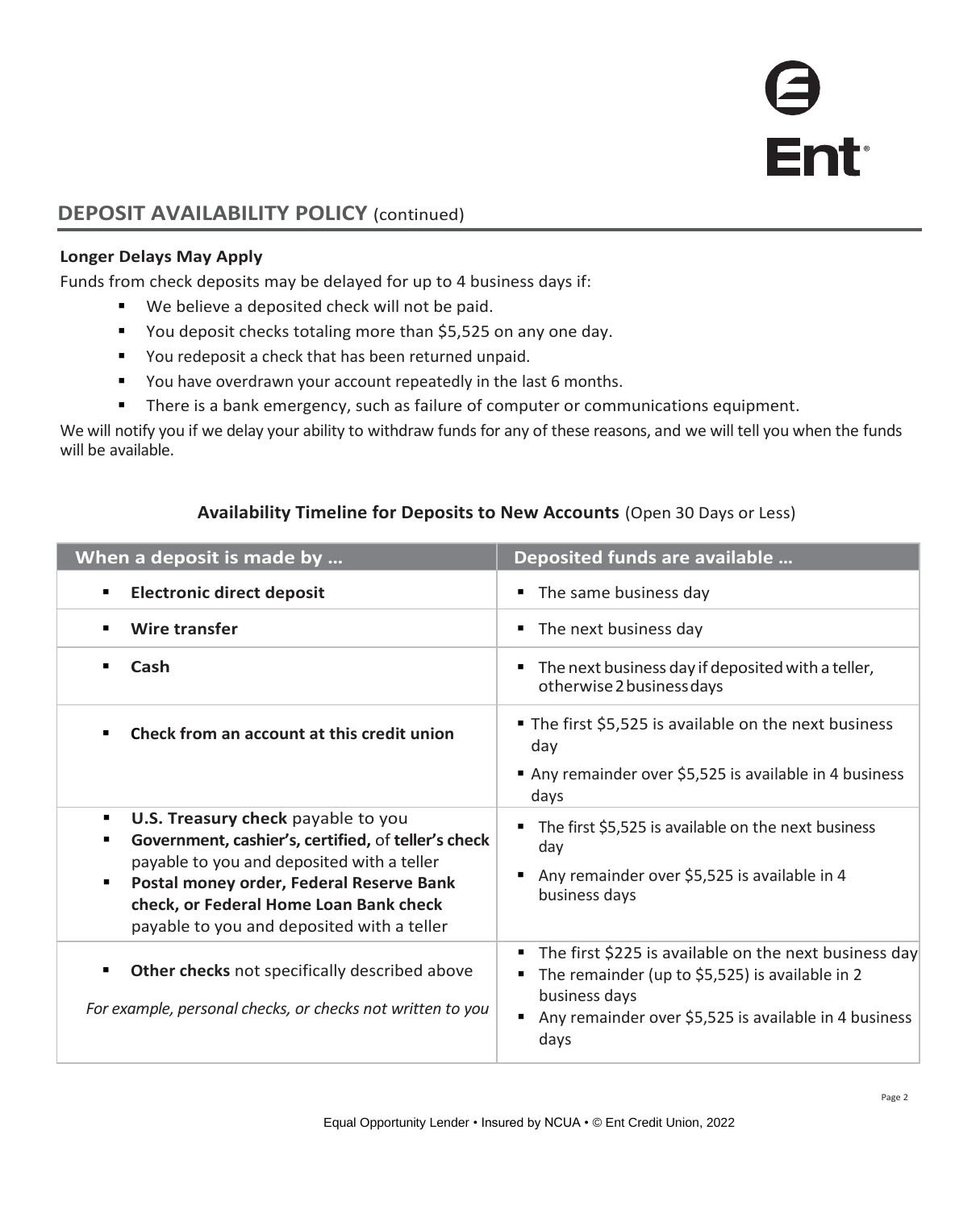## DEPOSIT AVAILABILITY POLICY (continued)

**Longer Delays May Apply**

Funds from check deposits may be delayed for up to 4 business days if:

- We believe a deposited check will not be paid.
- You deposit checks totaling more than $5,525 on any one day.
- You redeposit a check that has been returned unpaid.
- You have overdrawn your account repeatedly in the last 6 months.
- There is a bank emergency, such as failure of computer or communications equipment.

We will notify you if we delay your ability to withdraw funds for any of these reasons, and we will tell you when the funds will be available.

### Availability Timeline for Deposits to New Accounts (Open 30 Days or Less)

| When a deposit is made by … | Deposited funds are available … |
| --- | --- |
| **Electronic direct deposit** | The same business day |
| **Wire transfer** | The next business day |
| **Cash** | The next business day if deposited with a teller, otherwise 2 business days |
| **Check from an account at this credit union** | The first $5,525 is available on the next business day<br>Any remainder over $5,525 is available in 4 business days |
| **U.S. Treasury check** payable to you<br>**Government, cashier's, certified,** of **teller's check** payable to you and deposited with a teller<br>**Postal money order, Federal Reserve Bank check, or Federal Home Loan Bank check** payable to you and deposited with a teller | The first $5,525 is available on the next business day<br>Any remainder over $5,525 is available in 4 business days |
| **Other checks** not specifically described above<br>*For example, personal checks, or checks not written to you* | The first $225 is available on the next business day<br>The remainder (up to $5,525) is available in 2 business days<br>Any remainder over $5,525 is available in 4 business days |

Equal Opportunity Lender • Insured by NCUA • © Ent Credit Union, 2022